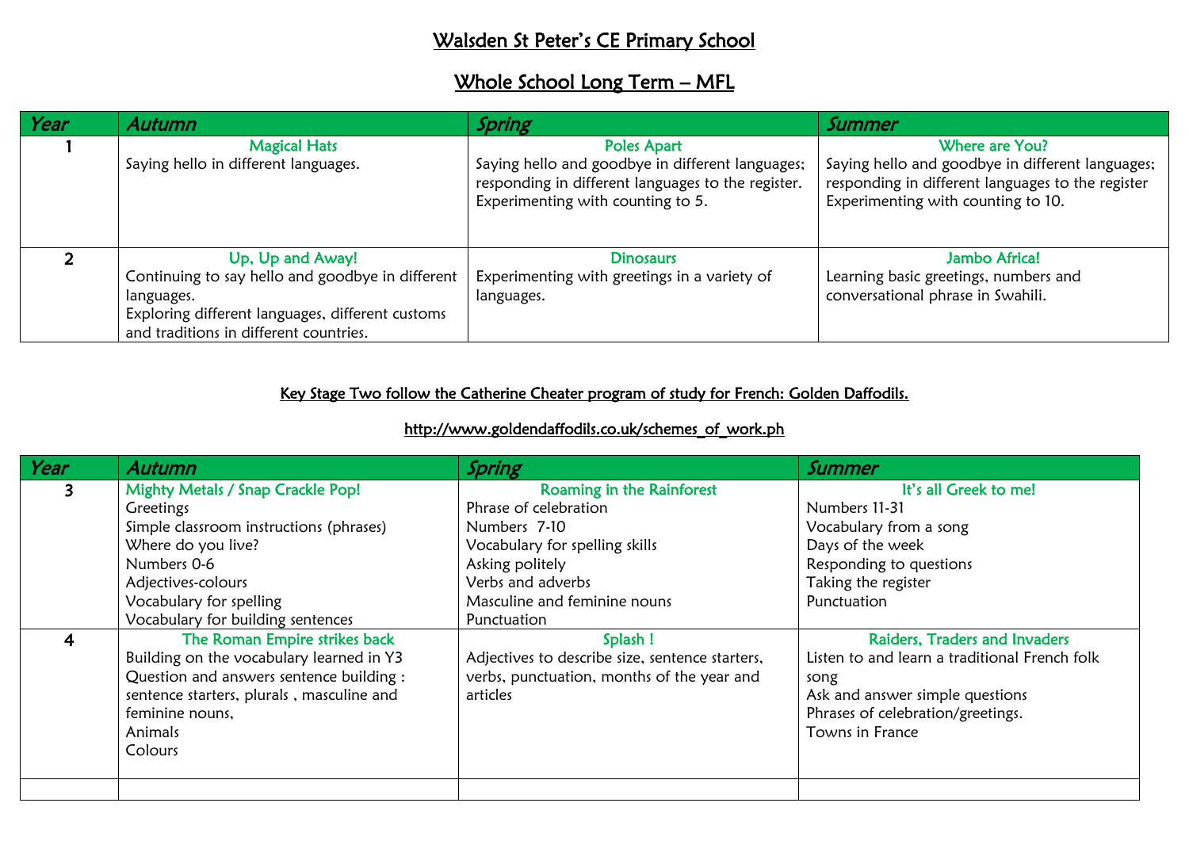# Walsden St Peter's CE Primary School

## Whole School Long Term – MFL

| *Year* | *Autumn* | *Spring* | *Summer* |
|---|---|---|---|
| 1 | **Magical Hats**<br>Saying hello in different languages. | **Poles Apart**<br>Saying hello and goodbye in different languages; responding in different languages to the register. Experimenting with counting to 5. | **Where are You?**<br>Saying hello and goodbye in different languages; responding in different languages to the register Experimenting with counting to 10. |
| 2 | **Up, Up and Away!**<br>Continuing to say hello and goodbye in different languages.<br>Exploring different languages, different customs and traditions in different countries. | **Dinosaurs**<br>Experimenting with greetings in a variety of languages. | **Jambo Africa!**<br>Learning basic greetings, numbers and conversational phrase in Swahili. |

Key Stage Two follow the Catherine Cheater program of study for French: Golden Daffodils.

http://www.goldendaffodils.co.uk/schemes_of_work.ph

| *Year* | *Autumn* | *Spring* | *Summer* |
|---|---|---|---|
| 3 | **Mighty Metals / Snap Crackle Pop!**<br>Greetings<br>Simple classroom instructions (phrases)<br>Where do you live?<br>Numbers 0-6<br>Adjectives-colours<br>Vocabulary for spelling<br>Vocabulary for building sentences | **Roaming in the Rainforest**<br>Phrase of celebration<br>Numbers 7-10<br>Vocabulary for spelling skills<br>Asking politely<br>Verbs and adverbs<br>Masculine and feminine nouns<br>Punctuation | **It's all Greek to me!**<br>Numbers 11-31<br>Vocabulary from a song<br>Days of the week<br>Responding to questions<br>Taking the register<br>Punctuation |
| 4 | **The Roman Empire strikes back**<br>Building on the vocabulary learned in Y3<br>Question and answers sentence building : sentence starters, plurals , masculine and feminine nouns,<br>Animals<br>Colours | **Splash !**<br>Adjectives to describe size, sentence starters, verbs, punctuation, months of the year and articles | **Raiders, Traders and Invaders**<br>Listen to and learn a traditional French folk song<br>Ask and answer simple questions<br>Phrases of celebration/greetings.<br>Towns in France |
| | | | |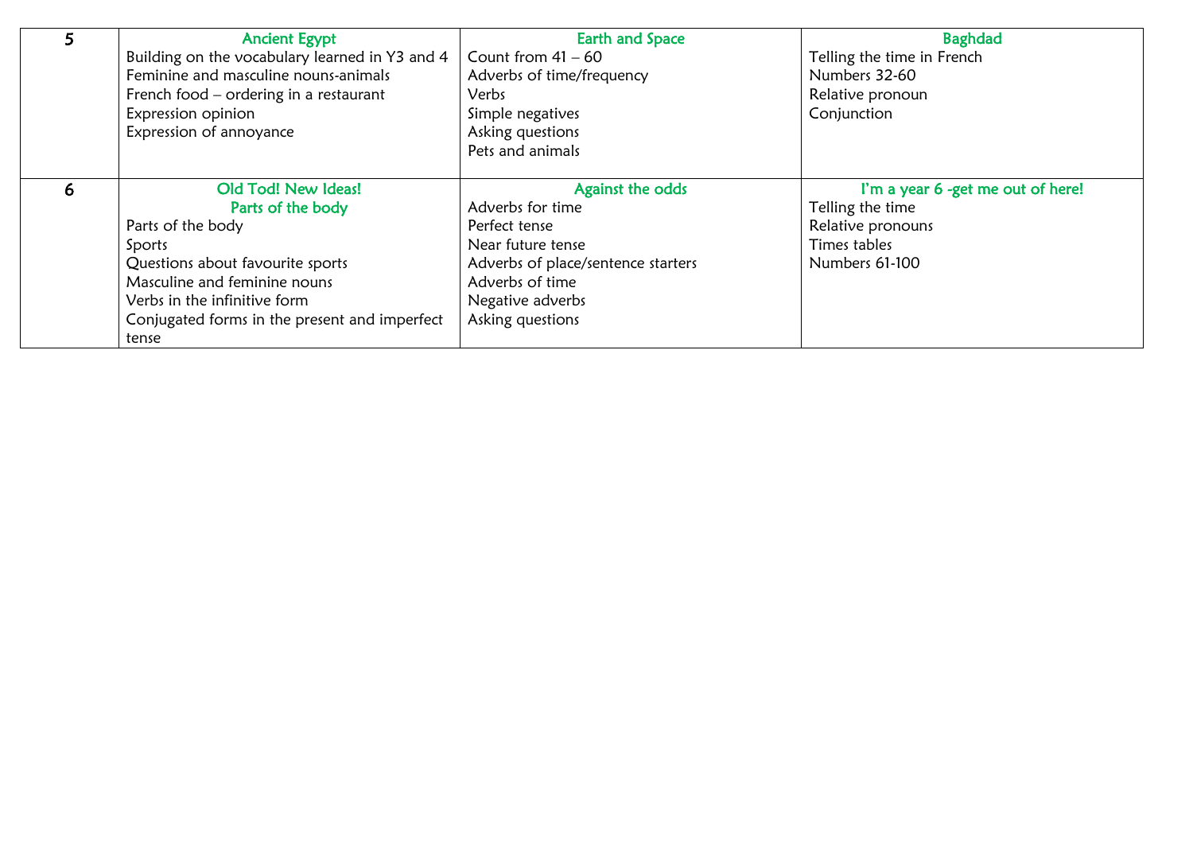| | | | |
|---|---|---|---|
| 5 | **Ancient Egypt**<br>Building on the vocabulary learned in Y3 and 4<br>Feminine and masculine nouns-animals<br>French food – ordering in a restaurant<br>Expression opinion<br>Expression of annoyance | **Earth and Space**<br>Count from 41 – 60<br>Adverbs of time/frequency<br>Verbs<br>Simple negatives<br>Asking questions<br>Pets and animals | **Baghdad**<br>Telling the time in French<br>Numbers 32-60<br>Relative pronoun<br>Conjunction |
| 6 | **Old Tod! New Ideas!**<br>**Parts of the body**<br>Parts of the body<br>Sports<br>Questions about favourite sports<br>Masculine and feminine nouns<br>Verbs in the infinitive form<br>Conjugated forms in the present and imperfect tense | **Against the odds**<br>Adverbs for time<br>Perfect tense<br>Near future tense<br>Adverbs of place/sentence starters<br>Adverbs of time<br>Negative adverbs<br>Asking questions | **I'm a year 6 -get me out of here!**<br>Telling the time<br>Relative pronouns<br>Times tables<br>Numbers 61-100 |